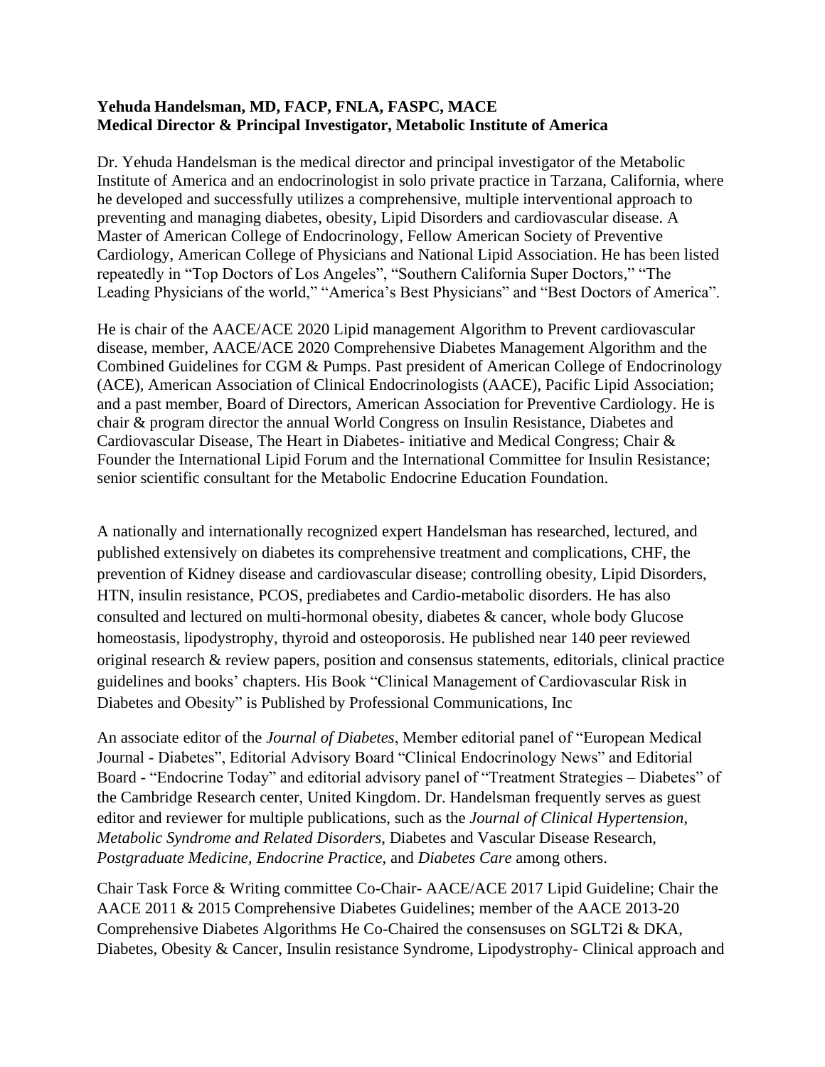**Yehuda Handelsman, MD, FACP, FNLA, FASPC, MACE**
**Medical Director & Principal Investigator, Metabolic Institute of America**

Dr. Yehuda Handelsman is the medical director and principal investigator of the Metabolic Institute of America and an endocrinologist in solo private practice in Tarzana, California, where he developed and successfully utilizes a comprehensive, multiple interventional approach to preventing and managing diabetes, obesity, Lipid Disorders and cardiovascular disease. A Master of American College of Endocrinology, Fellow American Society of Preventive Cardiology, American College of Physicians and National Lipid Association. He has been listed repeatedly in "Top Doctors of Los Angeles", "Southern California Super Doctors," "The Leading Physicians of the world," "America's Best Physicians" and "Best Doctors of America".

He is chair of the AACE/ACE 2020 Lipid management Algorithm to Prevent cardiovascular disease, member, AACE/ACE 2020 Comprehensive Diabetes Management Algorithm and the Combined Guidelines for CGM & Pumps. Past president of American College of Endocrinology (ACE), American Association of Clinical Endocrinologists (AACE), Pacific Lipid Association; and a past member, Board of Directors, American Association for Preventive Cardiology. He is chair & program director the annual World Congress on Insulin Resistance, Diabetes and Cardiovascular Disease, The Heart in Diabetes- initiative and Medical Congress; Chair & Founder the International Lipid Forum and the International Committee for Insulin Resistance; senior scientific consultant for the Metabolic Endocrine Education Foundation.

A nationally and internationally recognized expert Handelsman has researched, lectured, and published extensively on diabetes its comprehensive treatment and complications, CHF, the prevention of Kidney disease and cardiovascular disease; controlling obesity, Lipid Disorders, HTN, insulin resistance, PCOS, prediabetes and Cardio-metabolic disorders. He has also consulted and lectured on multi-hormonal obesity, diabetes & cancer, whole body Glucose homeostasis, lipodystrophy, thyroid and osteoporosis. He published near 140 peer reviewed original research & review papers, position and consensus statements, editorials, clinical practice guidelines and books' chapters. His Book "Clinical Management of Cardiovascular Risk in Diabetes and Obesity" is Published by Professional Communications, Inc

An associate editor of the *Journal of Diabetes*, Member editorial panel of "European Medical Journal - Diabetes", Editorial Advisory Board "Clinical Endocrinology News" and Editorial Board - "Endocrine Today" and editorial advisory panel of "Treatment Strategies – Diabetes" of the Cambridge Research center, United Kingdom. Dr. Handelsman frequently serves as guest editor and reviewer for multiple publications, such as the *Journal of Clinical Hypertension, Metabolic Syndrome and Related Disorders*, Diabetes and Vascular Disease Research, *Postgraduate Medicine, Endocrine Practice*, and *Diabetes Care* among others.

Chair Task Force & Writing committee Co-Chair- AACE/ACE 2017 Lipid Guideline; Chair the AACE 2011 & 2015 Comprehensive Diabetes Guidelines; member of the AACE 2013-20 Comprehensive Diabetes Algorithms He Co-Chaired the consensuses on SGLT2i & DKA, Diabetes, Obesity & Cancer, Insulin resistance Syndrome, Lipodystrophy- Clinical approach and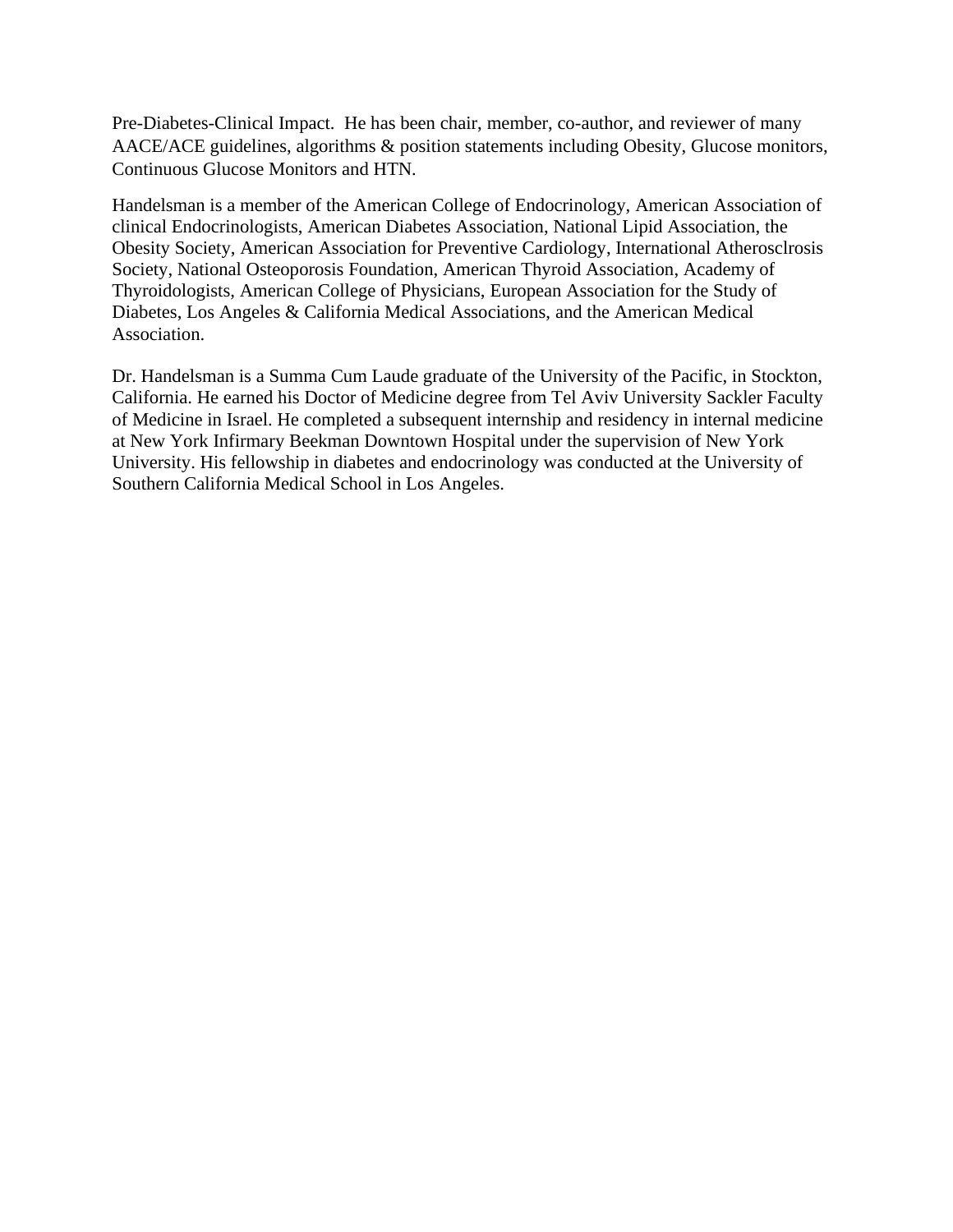Pre-Diabetes-Clinical Impact. He has been chair, member, co-author, and reviewer of many AACE/ACE guidelines, algorithms & position statements including Obesity, Glucose monitors, Continuous Glucose Monitors and HTN.

Handelsman is a member of the American College of Endocrinology, American Association of clinical Endocrinologists, American Diabetes Association, National Lipid Association, the Obesity Society, American Association for Preventive Cardiology, International Atherosclrosis Society, National Osteoporosis Foundation, American Thyroid Association, Academy of Thyroidologists, American College of Physicians, European Association for the Study of Diabetes, Los Angeles & California Medical Associations, and the American Medical Association.

Dr. Handelsman is a Summa Cum Laude graduate of the University of the Pacific, in Stockton, California. He earned his Doctor of Medicine degree from Tel Aviv University Sackler Faculty of Medicine in Israel. He completed a subsequent internship and residency in internal medicine at New York Infirmary Beekman Downtown Hospital under the supervision of New York University. His fellowship in diabetes and endocrinology was conducted at the University of Southern California Medical School in Los Angeles.